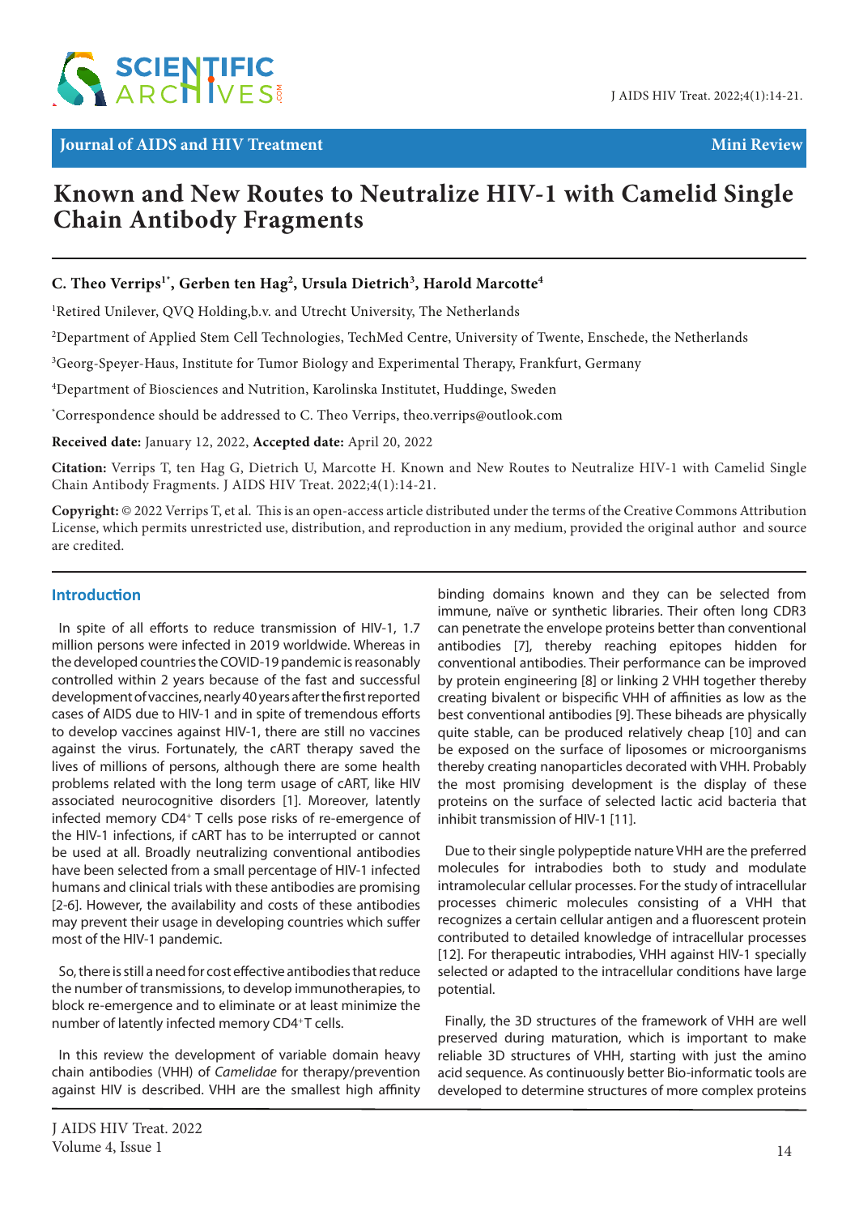Journal of AIDS and HIV Treatment

Mini Review

# Known and New Routes to Neutralize HIV-1 with Camelid Single Chain Antibody Fragments

**C. Theo Verrips[1*], Gerben ten Hag[2], Ursula Dietrich[3], Harold Marcotte[4]**

[1]Retired Unilever, QVQ Holding,b.v. and Utrecht University, The Netherlands

[2]Department of Applied Stem Cell Technologies, TechMed Centre, University of Twente, Enschede, the Netherlands

[3]Georg-Speyer-Haus, Institute for Tumor Biology and Experimental Therapy, Frankfurt, Germany

[4]Department of Biosciences and Nutrition, Karolinska Institutet, Huddinge, Sweden

[*]Correspondence should be addressed to C. Theo Verrips, theo.verrips@outlook.com

**Received date:** January 12, 2022, **Accepted date:** April 20, 2022

**Citation:** Verrips T, ten Hag G, Dietrich U, Marcotte H. Known and New Routes to Neutralize HIV-1 with Camelid Single Chain Antibody Fragments. J AIDS HIV Treat. 2022;4(1):14-21.

**Copyright:** © 2022 Verrips T, et al. This is an open-access article distributed under the terms of the Creative Commons Attribution License, which permits unrestricted use, distribution, and reproduction in any medium, provided the original author and source are credited.

## Introduction

In spite of all efforts to reduce transmission of HIV-1, 1.7 million persons were infected in 2019 worldwide. Whereas in the developed countries the COVID-19 pandemic is reasonably controlled within 2 years because of the fast and successful development of vaccines, nearly 40 years after the first reported cases of AIDS due to HIV-1 and in spite of tremendous efforts to develop vaccines against HIV-1, there are still no vaccines against the virus. Fortunately, the cART therapy saved the lives of millions of persons, although there are some health problems related with the long term usage of cART, like HIV associated neurocognitive disorders [1]. Moreover, latently infected memory $CD4^+$ T cells pose risks of re-emergence of the HIV-1 infections, if cART has to be interrupted or cannot be used at all. Broadly neutralizing conventional antibodies have been selected from a small percentage of HIV-1 infected humans and clinical trials with these antibodies are promising [2-6]. However, the availability and costs of these antibodies may prevent their usage in developing countries which suffer most of the HIV-1 pandemic.

So, there is still a need for cost effective antibodies that reduce the number of transmissions, to develop immunotherapies, to block re-emergence and to eliminate or at least minimize the number of latently infected memory $CD4^+$ T cells.

In this review the development of variable domain heavy chain antibodies (VHH) of *Camelidae* for therapy/prevention against HIV is described. VHH are the smallest high affinity binding domains known and they can be selected from immune, naïve or synthetic libraries. Their often long CDR3 can penetrate the envelope proteins better than conventional antibodies [7], thereby reaching epitopes hidden for conventional antibodies. Their performance can be improved by protein engineering [8] or linking 2 VHH together thereby creating bivalent or bispecific VHH of affinities as low as the best conventional antibodies [9]. These biheads are physically quite stable, can be produced relatively cheap [10] and can be exposed on the surface of liposomes or microorganisms thereby creating nanoparticles decorated with VHH. Probably the most promising development is the display of these proteins on the surface of selected lactic acid bacteria that inhibit transmission of HIV-1 [11].

Due to their single polypeptide nature VHH are the preferred molecules for intrabodies both to study and modulate intramolecular cellular processes. For the study of intracellular processes chimeric molecules consisting of a VHH that recognizes a certain cellular antigen and a fluorescent protein contributed to detailed knowledge of intracellular processes [12]. For therapeutic intrabodies, VHH against HIV-1 specially selected or adapted to the intracellular conditions have large potential.

Finally, the 3D structures of the framework of VHH are well preserved during maturation, which is important to make reliable 3D structures of VHH, starting with just the amino acid sequence. As continuously better Bio-informatic tools are developed to determine structures of more complex proteins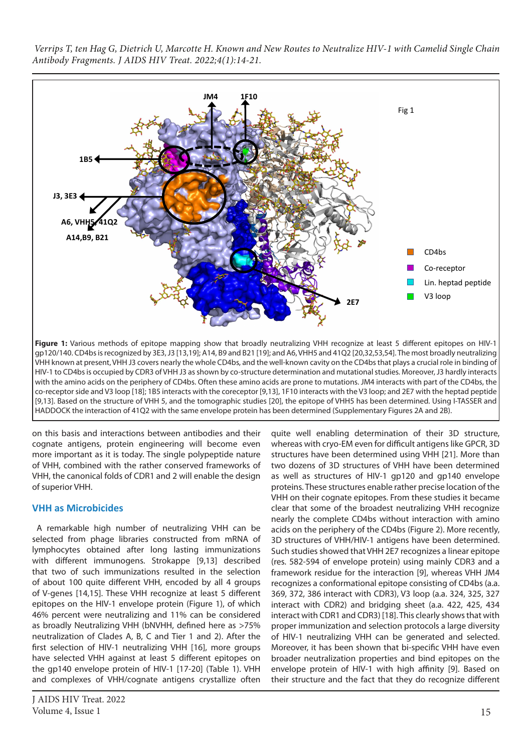**Figure 1:** Various methods of epitope mapping show that broadly neutralizing VHH recognize at least 5 different epitopes on HIV-1 gp120/140. CD4bs is recognized by 3E3, J3 [13,19]; A14, B9 and B21 [19]; and A6, VHH5 and 41Q2 [20,32,53,54]. The most broadly neutralizing VHH known at present, VHH J3 covers nearly the whole CD4bs, and the well-known cavity on the CD4bs that plays a crucial role in binding of HIV-1 to CD4bs is occupied by CDR3 of VHH J3 as shown by co-structure determination and mutational studies. Moreover, J3 hardly interacts with the amino acids on the periphery of CD4bs. Often these amino acids are prone to mutations. JM4 interacts with part of the CD4bs, the co-receptor side and V3 loop [18]; 1B5 interacts with the coreceptor [9,13], 1F10 interacts with the V3 loop; and 2E7 with the heptad peptide [9,13]. Based on the structure of VHH 5, and the tomographic studies [20], the epitope of VHH5 has been determined. Using I-TASSER and HADDOCK the interaction of 41Q2 with the same envelope protein has been determined (Supplementary Figures 2A and 2B).

on this basis and interactions between antibodies and their cognate antigens, protein engineering will become even more important as it is today. The single polypeptide nature of VHH, combined with the rather conserved frameworks of VHH, the canonical folds of CDR1 and 2 will enable the design of superior VHH.

## VHH as Microbicides

A remarkable high number of neutralizing VHH can be selected from phage libraries constructed from mRNA of lymphocytes obtained after long lasting immunizations with different immunogens. Strokappe [9,13] described that two of such immunizations resulted in the selection of about 100 quite different VHH, encoded by all 4 groups of V-genes [14,15]. These VHH recognize at least 5 different epitopes on the HIV-1 envelope protein (Figure 1), of which 46% percent were neutralizing and 11% can be considered as broadly Neutralizing VHH (bNVHH, defined here as >75% neutralization of Clades A, B, C and Tier 1 and 2). After the first selection of HIV-1 neutralizing VHH [16], more groups have selected VHH against at least 5 different epitopes on the gp140 envelope protein of HIV-1 [17-20] (Table 1). VHH and complexes of VHH/cognate antigens crystallize often quite well enabling determination of their 3D structure, whereas with cryo-EM even for difficult antigens like GPCR, 3D structures have been determined using VHH [21]. More than two dozens of 3D structures of VHH have been determined as well as structures of HIV-1 gp120 and gp140 envelope proteins. These structures enable rather precise location of the VHH on their cognate epitopes. From these studies it became clear that some of the broadest neutralizing VHH recognize nearly the complete CD4bs without interaction with amino acids on the periphery of the CD4bs (Figure 2). More recently, 3D structures of VHH/HIV-1 antigens have been determined. Such studies showed that VHH 2E7 recognizes a linear epitope (res. 582-594 of envelope protein) using mainly CDR3 and a framework residue for the interaction [9], whereas VHH JM4 recognizes a conformational epitope consisting of CD4bs (a.a. 369, 372, 386 interact with CDR3), V3 loop (a.a. 324, 325, 327 interact with CDR2) and bridging sheet (a.a. 422, 425, 434 interact with CDR1 and CDR3) [18]. This clearly shows that with proper immunization and selection protocols a large diversity of HIV-1 neutralizing VHH can be generated and selected. Moreover, it has been shown that bi-specific VHH have even broader neutralization properties and bind epitopes on the envelope protein of HIV-1 with high affinity [9]. Based on their structure and the fact that they do recognize different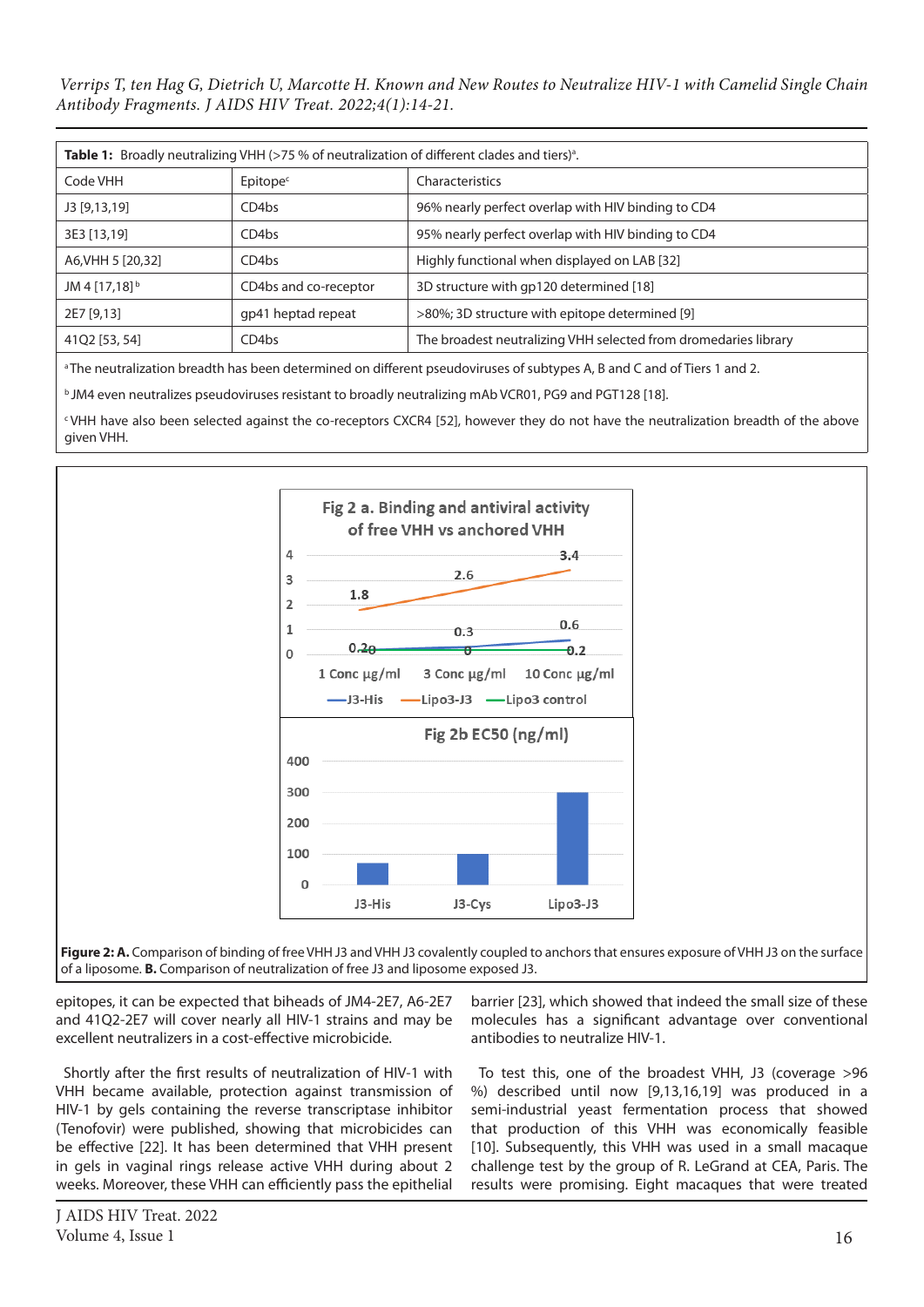| **Table 1:** Broadly neutralizing VHH (>75 % of neutralization of different clades and tiers)[a]. | | |
|---|---|---|
| Code VHH | Epitope[c] | Characteristics |
| J3 [9,13,19] | CD4bs | 96% nearly perfect overlap with HIV binding to CD4 |
| 3E3 [13,19] | CD4bs | 95% nearly perfect overlap with HIV binding to CD4 |
| A6,VHH 5 [20,32] | CD4bs | Highly functional when displayed on LAB [32] |
| JM 4 [17,18][b] | CD4bs and co-receptor | 3D structure with gp120 determined [18] |
| 2E7 [9,13] | gp41 heptad repeat | >80%; 3D structure with epitope determined [9] |
| 41Q2 [53, 54] | CD4bs | The broadest neutralizing VHH selected from dromedaries library |

[a] The neutralization breadth has been determined on different pseudoviruses of subtypes A, B and C and of Tiers 1 and 2.

[b] JM4 even neutralizes pseudoviruses resistant to broadly neutralizing mAb VCR01, PG9 and PGT128 [18].

[c] VHH have also been selected against the co-receptors CXCR4 [52], however they do not have the neutralization breadth of the above given VHH.

**Figure 2: A.** Comparison of binding of free VHH J3 and VHH J3 covalently coupled to anchors that ensures exposure of VHH J3 on the surface of a liposome. **B.** Comparison of neutralization of free J3 and liposome exposed J3.

epitopes, it can be expected that biheads of JM4-2E7, A6-2E7 and 41Q2-2E7 will cover nearly all HIV-1 strains and may be excellent neutralizers in a cost-effective microbicide.

Shortly after the first results of neutralization of HIV-1 with VHH became available, protection against transmission of HIV-1 by gels containing the reverse transcriptase inhibitor (Tenofovir) were published, showing that microbicides can be effective [22]. It has been determined that VHH present in gels in vaginal rings release active VHH during about 2 weeks. Moreover, these VHH can efficiently pass the epithelial barrier [23], which showed that indeed the small size of these molecules has a significant advantage over conventional antibodies to neutralize HIV-1.

To test this, one of the broadest VHH, J3 (coverage >96 %) described until now [9,13,16,19] was produced in a semi-industrial yeast fermentation process that showed that production of this VHH was economically feasible [10]. Subsequently, this VHH was used in a small macaque challenge test by the group of R. LeGrand at CEA, Paris. The results were promising. Eight macaques that were treated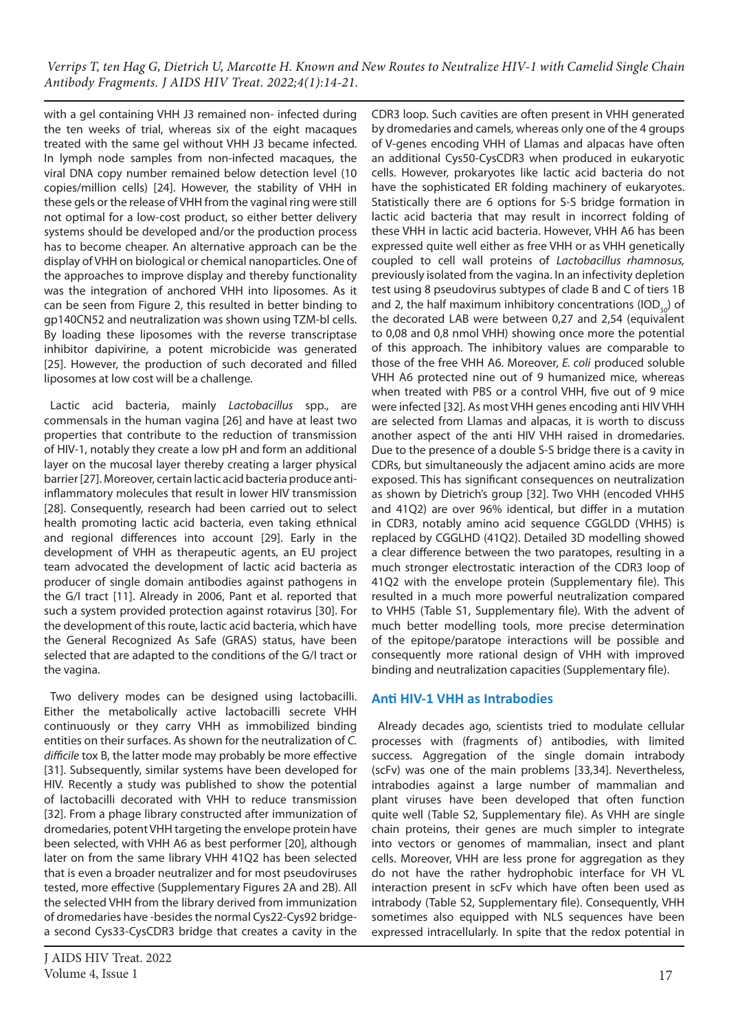with a gel containing VHH J3 remained non- infected during the ten weeks of trial, whereas six of the eight macaques treated with the same gel without VHH J3 became infected. In lymph node samples from non-infected macaques, the viral DNA copy number remained below detection level (10 copies/million cells) [24]. However, the stability of VHH in these gels or the release of VHH from the vaginal ring were still not optimal for a low-cost product, so either better delivery systems should be developed and/or the production process has to become cheaper. An alternative approach can be the display of VHH on biological or chemical nanoparticles. One of the approaches to improve display and thereby functionality was the integration of anchored VHH into liposomes. As it can be seen from Figure 2, this resulted in better binding to gp140CN52 and neutralization was shown using TZM-bl cells. By loading these liposomes with the reverse transcriptase inhibitor dapivirine, a potent microbicide was generated [25]. However, the production of such decorated and filled liposomes at low cost will be a challenge.

Lactic acid bacteria, mainly *Lactobacillus* spp., are commensals in the human vagina [26] and have at least two properties that contribute to the reduction of transmission of HIV-1, notably they create a low pH and form an additional layer on the mucosal layer thereby creating a larger physical barrier [27]. Moreover, certain lactic acid bacteria produce anti-inflammatory molecules that result in lower HIV transmission [28]. Consequently, research had been carried out to select health promoting lactic acid bacteria, even taking ethnical and regional differences into account [29]. Early in the development of VHH as therapeutic agents, an EU project team advocated the development of lactic acid bacteria as producer of single domain antibodies against pathogens in the G/I tract [11]. Already in 2006, Pant et al. reported that such a system provided protection against rotavirus [30]. For the development of this route, lactic acid bacteria, which have the General Recognized As Safe (GRAS) status, have been selected that are adapted to the conditions of the G/I tract or the vagina.

Two delivery modes can be designed using lactobacilli. Either the metabolically active lactobacilli secrete VHH continuously or they carry VHH as immobilized binding entities on their surfaces. As shown for the neutralization of *C. difficile* tox B, the latter mode may probably be more effective [31]. Subsequently, similar systems have been developed for HIV. Recently a study was published to show the potential of lactobacilli decorated with VHH to reduce transmission [32]. From a phage library constructed after immunization of dromedaries, potent VHH targeting the envelope protein have been selected, with VHH A6 as best performer [20], although later on from the same library VHH 41Q2 has been selected that is even a broader neutralizer and for most pseudoviruses tested, more effective (Supplementary Figures 2A and 2B). All the selected VHH from the library derived from immunization of dromedaries have -besides the normal Cys22-Cys92 bridge- a second Cys33-CysCDR3 bridge that creates a cavity in the CDR3 loop. Such cavities are often present in VHH generated by dromedaries and camels, whereas only one of the 4 groups of V-genes encoding VHH of Llamas and alpacas have often an additional Cys50-CysCDR3 when produced in eukaryotic cells. However, prokaryotes like lactic acid bacteria do not have the sophisticated ER folding machinery of eukaryotes. Statistically there are 6 options for S-S bridge formation in lactic acid bacteria that may result in incorrect folding of these VHH in lactic acid bacteria. However, VHH A6 has been expressed quite well either as free VHH or as VHH genetically coupled to cell wall proteins of *Lactobacillus rhamnosus,* previously isolated from the vagina. In an infectivity depletion test using 8 pseudovirus subtypes of clade B and C of tiers 1B and 2, the half maximum inhibitory concentrations ($IOD_{50}$) of the decorated LAB were between 0,27 and 2,54 (equivalent to 0,08 and 0,8 nmol VHH) showing once more the potential of this approach. The inhibitory values are comparable to those of the free VHH A6. Moreover, *E. coli* produced soluble VHH A6 protected nine out of 9 humanized mice, whereas when treated with PBS or a control VHH, five out of 9 mice were infected [32]. As most VHH genes encoding anti HIV VHH are selected from Llamas and alpacas, it is worth to discuss another aspect of the anti HIV VHH raised in dromedaries. Due to the presence of a double S-S bridge there is a cavity in CDRs, but simultaneously the adjacent amino acids are more exposed. This has significant consequences on neutralization as shown by Dietrich's group [32]. Two VHH (encoded VHH5 and 41Q2) are over 96% identical, but differ in a mutation in CDR3, notably amino acid sequence CGGLDD (VHH5) is replaced by CGGLHD (41Q2). Detailed 3D modelling showed a clear difference between the two paratopes, resulting in a much stronger electrostatic interaction of the CDR3 loop of 41Q2 with the envelope protein (Supplementary file). This resulted in a much more powerful neutralization compared to VHH5 (Table S1, Supplementary file). With the advent of much better modelling tools, more precise determination of the epitope/paratope interactions will be possible and consequently more rational design of VHH with improved binding and neutralization capacities (Supplementary file).

## Anti HIV-1 VHH as Intrabodies

Already decades ago, scientists tried to modulate cellular processes with (fragments of) antibodies, with limited success. Aggregation of the single domain intrabody (scFv) was one of the main problems [33,34]. Nevertheless, intrabodies against a large number of mammalian and plant viruses have been developed that often function quite well (Table S2, Supplementary file). As VHH are single chain proteins, their genes are much simpler to integrate into vectors or genomes of mammalian, insect and plant cells. Moreover, VHH are less prone for aggregation as they do not have the rather hydrophobic interface for VH VL interaction present in scFv which have often been used as intrabody (Table S2, Supplementary file). Consequently, VHH sometimes also equipped with NLS sequences have been expressed intracellularly. In spite that the redox potential in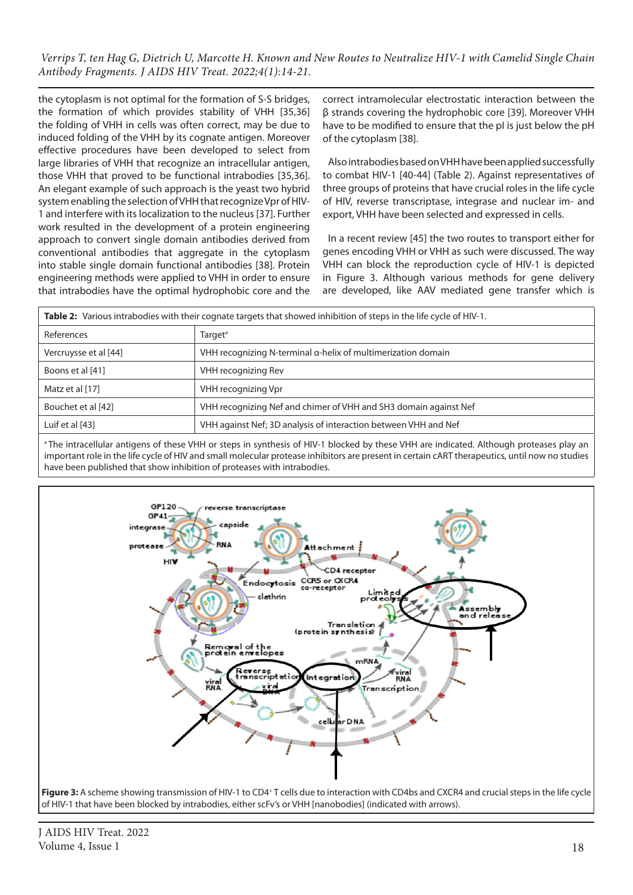the cytoplasm is not optimal for the formation of S-S bridges, the formation of which provides stability of VHH [35,36] the folding of VHH in cells was often correct, may be due to induced folding of the VHH by its cognate antigen. Moreover effective procedures have been developed to select from large libraries of VHH that recognize an intracellular antigen, those VHH that proved to be functional intrabodies [35,36]. An elegant example of such approach is the yeast two hybrid system enabling the selection of VHH that recognize Vpr of HIV-1 and interfere with its localization to the nucleus [37]. Further work resulted in the development of a protein engineering approach to convert single domain antibodies derived from conventional antibodies that aggregate in the cytoplasm into stable single domain functional antibodies [38]. Protein engineering methods were applied to VHH in order to ensure that intrabodies have the optimal hydrophobic core and the correct intramolecular electrostatic interaction between the β strands covering the hydrophobic core [39]. Moreover VHH have to be modified to ensure that the pI is just below the pH of the cytoplasm [38].

Also intrabodies based on VHH have been applied successfully to combat HIV-1 [40-44] (Table 2). Against representatives of three groups of proteins that have crucial roles in the life cycle of HIV, reverse transcriptase, integrase and nuclear im- and export, VHH have been selected and expressed in cells.

In a recent review [45] the two routes to transport either for genes encoding VHH or VHH as such were discussed. The way VHH can block the reproduction cycle of HIV-1 is depicted in Figure 3. Although various methods for gene delivery are developed, like AAV mediated gene transfer which is

**Table 2:** Various intrabodies with their cognate targets that showed inhibition of steps in the life cycle of HIV-1.

| References | Target[a] |
|---|---|
| Vercruysse et al [44] | VHH recognizing N-terminal α-helix of multimerization domain |
| Boons et al [41] | VHH recognizing Rev |
| Matz et al [17] | VHH recognizing Vpr |
| Bouchet et al [42] | VHH recognizing Nef and chimer of VHH and SH3 domain against Nef |
| Luif et al [43] | VHH against Nef; 3D analysis of interaction between VHH and Nef |

[a] The intracellular antigens of these VHH or steps in synthesis of HIV-1 blocked by these VHH are indicated. Although proteases play an important role in the life cycle of HIV and small molecular protease inhibitors are present in certain cART therapeutics, until now no studies have been published that show inhibition of proteases with intrabodies.

**Figure 3:** A scheme showing transmission of HIV-1 to CD4[+] T cells due to interaction with CD4bs and CXCR4 and crucial steps in the life cycle of HIV-1 that have been blocked by intrabodies, either scFv's or VHH [nanobodies] (indicated with arrows).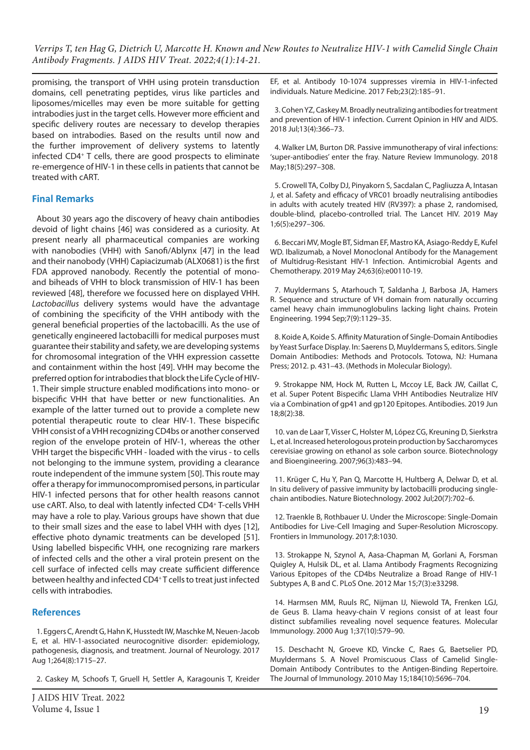promising, the transport of VHH using protein transduction domains, cell penetrating peptides, virus like particles and liposomes/micelles may even be more suitable for getting intrabodies just in the target cells. However more efficient and specific delivery routes are necessary to develop therapies based on intrabodies. Based on the results until now and the further improvement of delivery systems to latently infected CD4+ T cells, there are good prospects to eliminate re-emergence of HIV-1 in these cells in patients that cannot be treated with cART.

## Final Remarks

About 30 years ago the discovery of heavy chain antibodies devoid of light chains [46] was considered as a curiosity. At present nearly all pharmaceutical companies are working with nanobodies (VHH) with Sanofi/Ablynx [47] in the lead and their nanobody (VHH) Capiacizumab (ALX0681) is the first FDA approved nanobody. Recently the potential of mono- and biheads of VHH to block transmission of HIV-1 has been reviewed [48], therefore we focussed here on displayed VHH. *Lactobacillus* delivery systems would have the advantage of combining the specificity of the VHH antibody with the general beneficial properties of the lactobacilli. As the use of genetically engineered lactobacilli for medical purposes must guarantee their stability and safety, we are developing systems for chromosomal integration of the VHH expression cassette and containment within the host [49]. VHH may become the preferred option for intrabodies that block the Life Cycle of HIV-1. Their simple structure enabled modifications into mono- or bispecific VHH that have better or new functionalities. An example of the latter turned out to provide a complete new potential therapeutic route to clear HIV-1. These bispecific VHH consist of a VHH recognizing CD4bs or another conserved region of the envelope protein of HIV-1, whereas the other VHH target the bispecific VHH - loaded with the virus - to cells not belonging to the immune system, providing a clearance route independent of the immune system [50]. This route may offer a therapy for immunocompromised persons, in particular HIV-1 infected persons that for other health reasons cannot use cART. Also, to deal with latently infected CD4+ T-cells VHH may have a role to play. Various groups have shown that due to their small sizes and the ease to label VHH with dyes [12], effective photo dynamic treatments can be developed [51]. Using labelled bispecific VHH, one recognizing rare markers of infected cells and the other a viral protein present on the cell surface of infected cells may create sufficient difference between healthy and infected CD4+ T cells to treat just infected cells with intrabodies.

## References

1. Eggers C, Arendt G, Hahn K, Husstedt IW, Maschke M, Neuen-Jacob E, et al. HIV-1-associated neurocognitive disorder: epidemiology, pathogenesis, diagnosis, and treatment. Journal of Neurology. 2017 Aug 1;264(8):1715–27.

2. Caskey M, Schoofs T, Gruell H, Settler A, Karagounis T, Kreider EF, et al. Antibody 10-1074 suppresses viremia in HIV-1-infected individuals. Nature Medicine. 2017 Feb;23(2):185–91.

3. Cohen YZ, Caskey M. Broadly neutralizing antibodies for treatment and prevention of HIV-1 infection. Current Opinion in HIV and AIDS. 2018 Jul;13(4):366–73.

4. Walker LM, Burton DR. Passive immunotherapy of viral infections: 'super-antibodies' enter the fray. Nature Review Immunology. 2018 May;18(5):297–308.

5. Crowell TA, Colby DJ, Pinyakorn S, Sacdalan C, Pagliuzza A, Intasan J, et al. Safety and efficacy of VRC01 broadly neutralising antibodies in adults with acutely treated HIV (RV397): a phase 2, randomised, double-blind, placebo-controlled trial. The Lancet HIV. 2019 May 1;6(5):e297–306.

6. Beccari MV, Mogle BT, Sidman EF, Mastro KA, Asiago-Reddy E, Kufel WD. Ibalizumab, a Novel Monoclonal Antibody for the Management of Multidrug-Resistant HIV-1 Infection. Antimicrobial Agents and Chemotherapy. 2019 May 24;63(6):e00110-19.

7. Muyldermans S, Atarhouch T, Saldanha J, Barbosa JA, Hamers R. Sequence and structure of VH domain from naturally occurring camel heavy chain immunoglobulins lacking light chains. Protein Engineering. 1994 Sep;7(9):1129–35.

8. Koide A, Koide S. Affinity Maturation of Single-Domain Antibodies by Yeast Surface Display. In: Saerens D, Muyldermans S, editors. Single Domain Antibodies: Methods and Protocols. Totowa, NJ: Humana Press; 2012. p. 431–43. (Methods in Molecular Biology).

9. Strokappe NM, Hock M, Rutten L, Mccoy LE, Back JW, Caillat C, et al. Super Potent Bispecific Llama VHH Antibodies Neutralize HIV via a Combination of gp41 and gp120 Epitopes. Antibodies. 2019 Jun 18;8(2):38.

10. van de Laar T, Visser C, Holster M, López CG, Kreuning D, Sierkstra L, et al. Increased heterologous protein production by Saccharomyces cerevisiae growing on ethanol as sole carbon source. Biotechnology and Bioengineering. 2007;96(3):483–94.

11. Krüger C, Hu Y, Pan Q, Marcotte H, Hultberg A, Delwar D, et al. In situ delivery of passive immunity by lactobacilli producing single-chain antibodies. Nature Biotechnology. 2002 Jul;20(7):702–6.

12. Traenkle B, Rothbauer U. Under the Microscope: Single-Domain Antibodies for Live-Cell Imaging and Super-Resolution Microscopy. Frontiers in Immunology. 2017;8:1030.

13. Strokappe N, Szynol A, Aasa-Chapman M, Gorlani A, Forsman Quigley A, Hulsik DL, et al. Llama Antibody Fragments Recognizing Various Epitopes of the CD4bs Neutralize a Broad Range of HIV-1 Subtypes A, B and C. PLoS One. 2012 Mar 15;7(3):e33298.

14. Harmsen MM, Ruuls RC, Nijman IJ, Niewold TA, Frenken LGJ, de Geus B. Llama heavy-chain V regions consist of at least four distinct subfamilies revealing novel sequence features. Molecular Immunology. 2000 Aug 1;37(10):579–90.

15. Deschacht N, Groeve KD, Vincke C, Raes G, Baetselier PD, Muyldermans S. A Novel Promiscuous Class of Camelid Single-Domain Antibody Contributes to the Antigen-Binding Repertoire. The Journal of Immunology. 2010 May 15;184(10):5696–704.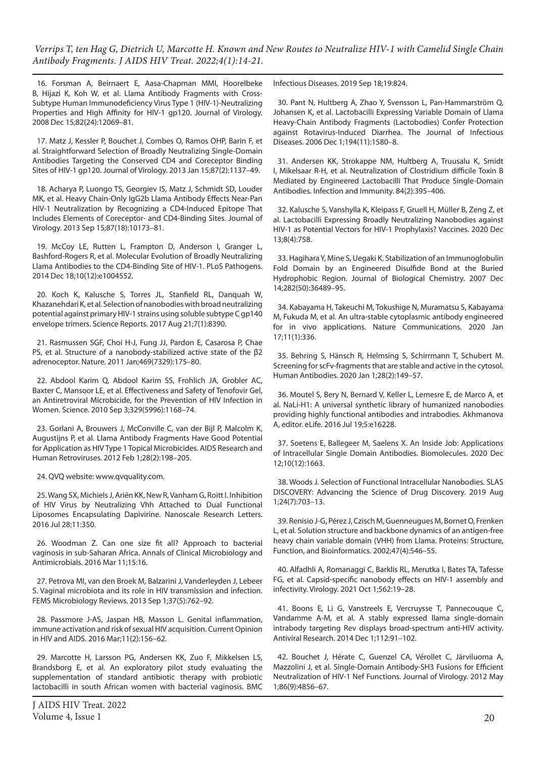16. Forsman A, Beirnaert E, Aasa-Chapman MMI, Hoorelbeke B, Hijazi K, Koh W, et al. Llama Antibody Fragments with Cross-Subtype Human Immunodeficiency Virus Type 1 (HIV-1)-Neutralizing Properties and High Affinity for HIV-1 gp120. Journal of Virology. 2008 Dec 15;82(24):12069–81.

17. Matz J, Kessler P, Bouchet J, Combes O, Ramos OHP, Barin F, et al. Straightforward Selection of Broadly Neutralizing Single-Domain Antibodies Targeting the Conserved CD4 and Coreceptor Binding Sites of HIV-1 gp120. Journal of Virology. 2013 Jan 15;87(2):1137–49.

18. Acharya P, Luongo TS, Georgiev IS, Matz J, Schmidt SD, Louder MK, et al. Heavy Chain-Only IgG2b Llama Antibody Effects Near-Pan HIV-1 Neutralization by Recognizing a CD4-Induced Epitope That Includes Elements of Coreceptor- and CD4-Binding Sites. Journal of Virology. 2013 Sep 15;87(18):10173–81.

19. McCoy LE, Rutten L, Frampton D, Anderson I, Granger L, Bashford-Rogers R, et al. Molecular Evolution of Broadly Neutralizing Llama Antibodies to the CD4-Binding Site of HIV-1. PLoS Pathogens. 2014 Dec 18;10(12):e1004552.

20. Koch K, Kalusche S, Torres JL, Stanfield RL, Danquah W, Khazanehdari K, et al. Selection of nanobodies with broad neutralizing potential against primary HIV-1 strains using soluble subtype C gp140 envelope trimers. Science Reports. 2017 Aug 21;7(1):8390.

21. Rasmussen SGF, Choi H-J, Fung JJ, Pardon E, Casarosa P, Chae PS, et al. Structure of a nanobody-stabilized active state of the β2 adrenoceptor. Nature. 2011 Jan;469(7329):175–80.

22. Abdool Karim Q, Abdool Karim SS, Frohlich JA, Grobler AC, Baxter C, Mansoor LE, et al. Effectiveness and Safety of Tenofovir Gel, an Antiretroviral Microbicide, for the Prevention of HIV Infection in Women. Science. 2010 Sep 3;329(5996):1168–74.

23. Gorlani A, Brouwers J, McConville C, van der Bijl P, Malcolm K, Augustijns P, et al. Llama Antibody Fragments Have Good Potential for Application as HIV Type 1 Topical Microbicides. AIDS Research and Human Retroviruses. 2012 Feb 1;28(2):198–205.

24. QVQ website: www.qvquality.com.

25. Wang SX, Michiels J, Ariën KK, New R, Vanham G, Roitt I. Inhibition of HIV Virus by Neutralizing Vhh Attached to Dual Functional Liposomes Encapsulating Dapivirine. Nanoscale Research Letters. 2016 Jul 28;11:350.

26. Woodman Z. Can one size fit all? Approach to bacterial vaginosis in sub-Saharan Africa. Annals of Clinical Microbiology and Antimicrobials. 2016 Mar 11;15:16.

27. Petrova MI, van den Broek M, Balzarini J, Vanderleyden J, Lebeer S. Vaginal microbiota and its role in HIV transmission and infection. FEMS Microbiology Reviews. 2013 Sep 1;37(5):762–92.

28. Passmore J-AS, Jaspan HB, Masson L. Genital inflammation, immune activation and risk of sexual HIV acquisition. Current Opinion in HIV and AIDS. 2016 Mar;11(2):156–62.

29. Marcotte H, Larsson PG, Andersen KK, Zuo F, Mikkelsen LS, Brandsborg E, et al. An exploratory pilot study evaluating the supplementation of standard antibiotic therapy with probiotic lactobacilli in south African women with bacterial vaginosis. BMC Infectious Diseases. 2019 Sep 18;19:824.

30. Pant N, Hultberg A, Zhao Y, Svensson L, Pan-Hammarström Q, Johansen K, et al. Lactobacilli Expressing Variable Domain of Llama Heavy-Chain Antibody Fragments (Lactobodies) Confer Protection against Rotavirus-Induced Diarrhea. The Journal of Infectious Diseases. 2006 Dec 1;194(11):1580–8.

31. Andersen KK, Strokappe NM, Hultberg A, Truusalu K, Smidt I, Mikelsaar R-H, et al. Neutralization of Clostridium difficile Toxin B Mediated by Engineered Lactobacilli That Produce Single-Domain Antibodies. Infection and Immunity. 84(2):395–406.

32. Kalusche S, Vanshylla K, Kleipass F, Gruell H, Müller B, Zeng Z, et al. Lactobacilli Expressing Broadly Neutralizing Nanobodies against HIV-1 as Potential Vectors for HIV-1 Prophylaxis? Vaccines. 2020 Dec 13;8(4):758.

33. Hagihara Y, Mine S, Uegaki K. Stabilization of an Immunoglobulin Fold Domain by an Engineered Disulfide Bond at the Buried Hydrophobic Region. Journal of Biological Chemistry. 2007 Dec 14;282(50):36489–95.

34. Kabayama H, Takeuchi M, Tokushige N, Muramatsu S, Kabayama M, Fukuda M, et al. An ultra-stable cytoplasmic antibody engineered for in vivo applications. Nature Communications. 2020 Jan 17;11(1):336.

35. Behring S, Hänsch R, Helmsing S, Schirrmann T, Schubert M. Screening for scFv-fragments that are stable and active in the cytosol. Human Antibodies. 2020 Jan 1;28(2):149–57.

36. Moutel S, Bery N, Bernard V, Keller L, Lemesre E, de Marco A, et al. NaLi-H1: A universal synthetic library of humanized nanobodies providing highly functional antibodies and intrabodies. Akhmanova A, editor. eLife. 2016 Jul 19;5:e16228.

37. Soetens E, Ballegeer M, Saelens X. An Inside Job: Applications of Intracellular Single Domain Antibodies. Biomolecules. 2020 Dec 12;10(12):1663.

38. Woods J. Selection of Functional Intracellular Nanobodies. SLAS DISCOVERY: Advancing the Science of Drug Discovery. 2019 Aug 1;24(7):703–13.

39. Renisio J-G, Pérez J, Czisch M, Guenneugues M, Bornet O, Frenken L, et al. Solution structure and backbone dynamics of an antigen-free heavy chain variable domain (VHH) from Llama. Proteins: Structure, Function, and Bioinformatics. 2002;47(4):546–55.

40. Alfadhli A, Romanaggi C, Barklis RL, Merutka I, Bates TA, Tafesse FG, et al. Capsid-specific nanobody effects on HIV-1 assembly and infectivity. Virology. 2021 Oct 1;562:19–28.

41. Boons E, Li G, Vanstreels E, Vercruysse T, Pannecouque C, Vandamme A-M, et al. A stably expressed llama single-domain intrabody targeting Rev displays broad-spectrum anti-HIV activity. Antiviral Research. 2014 Dec 1;112:91–102.

42. Bouchet J, Hérate C, Guenzel CA, Vérollet C, Järviluoma A, Mazzolini J, et al. Single-Domain Antibody-SH3 Fusions for Efficient Neutralization of HIV-1 Nef Functions. Journal of Virology. 2012 May 1;86(9):4856–67.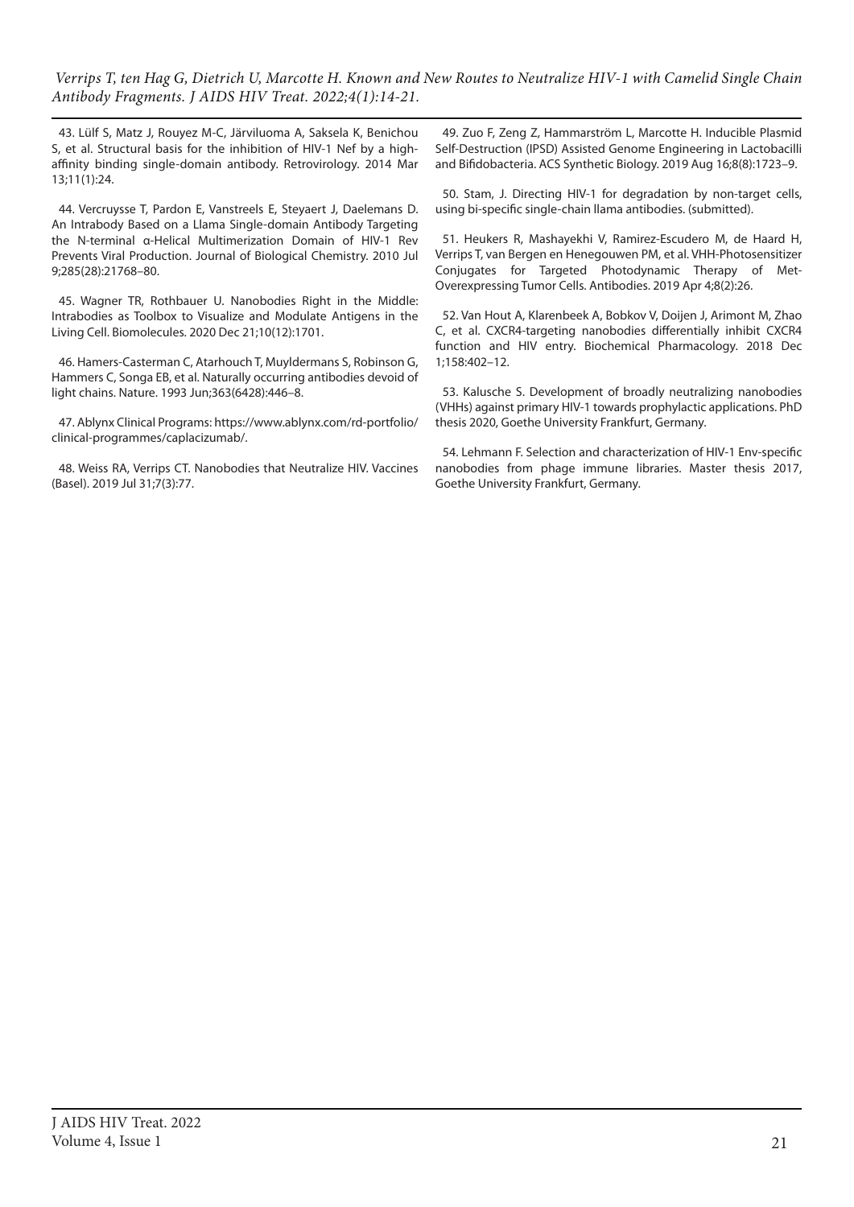43. Lülf S, Matz J, Rouyez M-C, Järviluoma A, Saksela K, Benichou S, et al. Structural basis for the inhibition of HIV-1 Nef by a high-affinity binding single-domain antibody. Retrovirology. 2014 Mar 13;11(1):24.

44. Vercruysse T, Pardon E, Vanstreels E, Steyaert J, Daelemans D. An Intrabody Based on a Llama Single-domain Antibody Targeting the N-terminal α-Helical Multimerization Domain of HIV-1 Rev Prevents Viral Production. Journal of Biological Chemistry. 2010 Jul 9;285(28):21768–80.

45. Wagner TR, Rothbauer U. Nanobodies Right in the Middle: Intrabodies as Toolbox to Visualize and Modulate Antigens in the Living Cell. Biomolecules. 2020 Dec 21;10(12):1701.

46. Hamers-Casterman C, Atarhouch T, Muyldermans S, Robinson G, Hammers C, Songa EB, et al. Naturally occurring antibodies devoid of light chains. Nature. 1993 Jun;363(6428):446–8.

47. Ablynx Clinical Programs: https://www.ablynx.com/rd-portfolio/clinical-programmes/caplacizumab/.

48. Weiss RA, Verrips CT. Nanobodies that Neutralize HIV. Vaccines (Basel). 2019 Jul 31;7(3):77.

49. Zuo F, Zeng Z, Hammarström L, Marcotte H. Inducible Plasmid Self-Destruction (IPSD) Assisted Genome Engineering in Lactobacilli and Bifidobacteria. ACS Synthetic Biology. 2019 Aug 16;8(8):1723–9.

50. Stam, J. Directing HIV-1 for degradation by non-target cells, using bi-specific single-chain llama antibodies. (submitted).

51. Heukers R, Mashayekhi V, Ramirez-Escudero M, de Haard H, Verrips T, van Bergen en Henegouwen PM, et al. VHH-Photosensitizer Conjugates for Targeted Photodynamic Therapy of Met-Overexpressing Tumor Cells. Antibodies. 2019 Apr 4;8(2):26.

52. Van Hout A, Klarenbeek A, Bobkov V, Doijen J, Arimont M, Zhao C, et al. CXCR4-targeting nanobodies differentially inhibit CXCR4 function and HIV entry. Biochemical Pharmacology. 2018 Dec 1;158:402–12.

53. Kalusche S. Development of broadly neutralizing nanobodies (VHHs) against primary HIV-1 towards prophylactic applications. PhD thesis 2020, Goethe University Frankfurt, Germany.

54. Lehmann F. Selection and characterization of HIV-1 Env-specific nanobodies from phage immune libraries. Master thesis 2017, Goethe University Frankfurt, Germany.